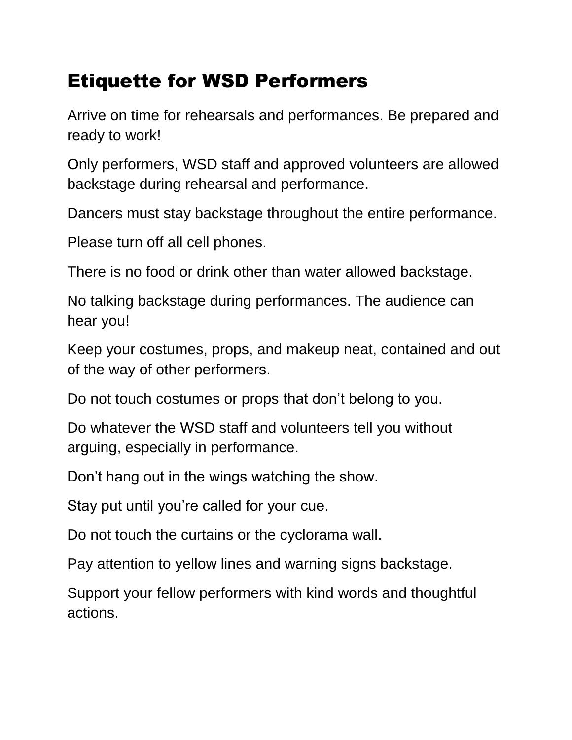# Etiquette for WSD Performers

Arrive on time for rehearsals and performances. Be prepared and ready to work!

Only performers, WSD staff and approved volunteers are allowed backstage during rehearsal and performance.

Dancers must stay backstage throughout the entire performance.

Please turn off all cell phones.

There is no food or drink other than water allowed backstage.

No talking backstage during performances. The audience can hear you!

Keep your costumes, props, and makeup neat, contained and out of the way of other performers.

Do not touch costumes or props that don't belong to you.

Do whatever the WSD staff and volunteers tell you without arguing, especially in performance.

Don't hang out in the wings watching the show.

Stay put until you're called for your cue.

Do not touch the curtains or the cyclorama wall.

Pay attention to yellow lines and warning signs backstage.

Support your fellow performers with kind words and thoughtful actions.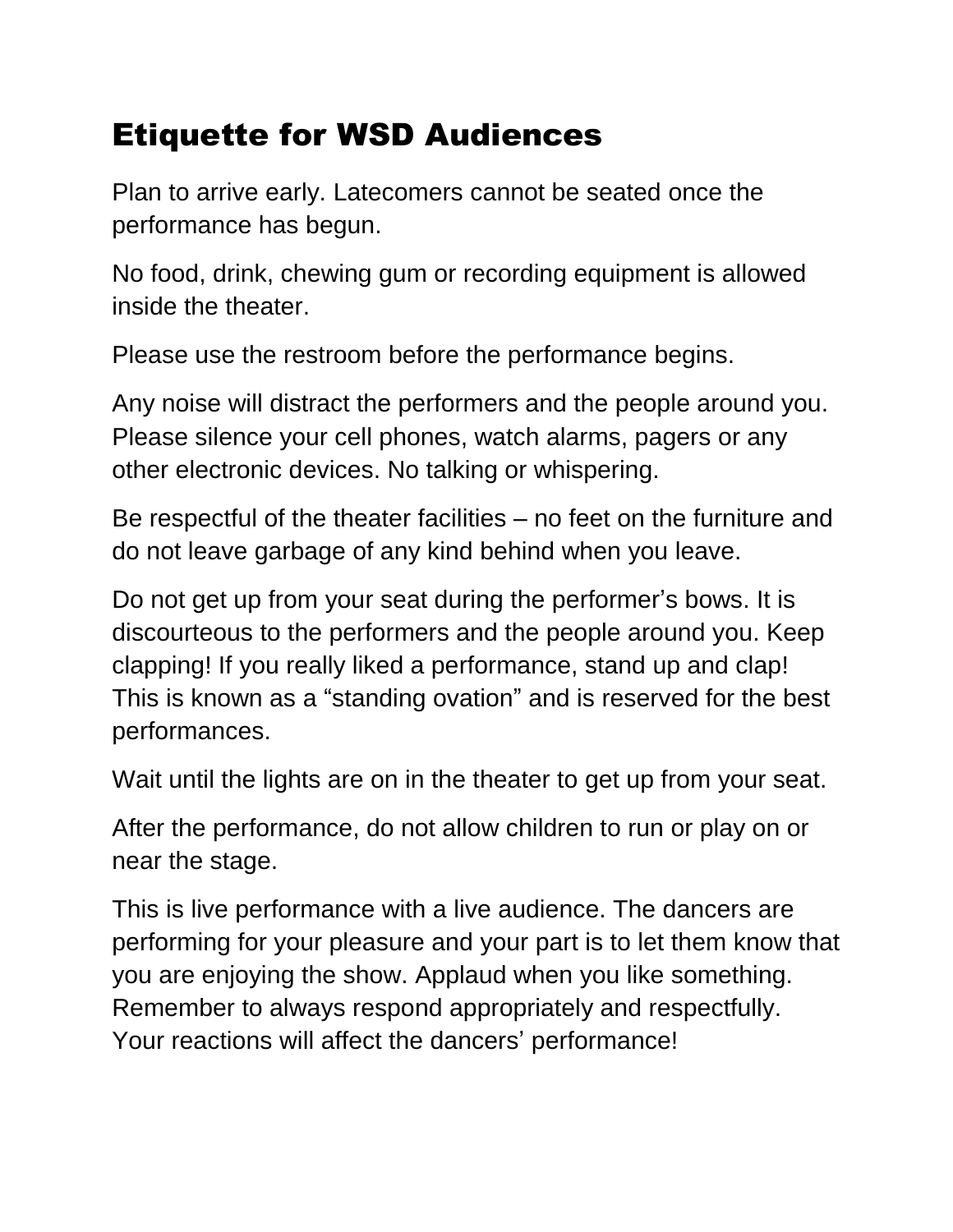# Etiquette for WSD Audiences

Plan to arrive early. Latecomers cannot be seated once the performance has begun.

No food, drink, chewing gum or recording equipment is allowed inside the theater.

Please use the restroom before the performance begins.

Any noise will distract the performers and the people around you. Please silence your cell phones, watch alarms, pagers or any other electronic devices. No talking or whispering.

Be respectful of the theater facilities – no feet on the furniture and do not leave garbage of any kind behind when you leave.

Do not get up from your seat during the performer's bows. It is discourteous to the performers and the people around you. Keep clapping! If you really liked a performance, stand up and clap! This is known as a "standing ovation" and is reserved for the best performances.

Wait until the lights are on in the theater to get up from your seat.

After the performance, do not allow children to run or play on or near the stage.

This is live performance with a live audience. The dancers are performing for your pleasure and your part is to let them know that you are enjoying the show. Applaud when you like something. Remember to always respond appropriately and respectfully. Your reactions will affect the dancers' performance!